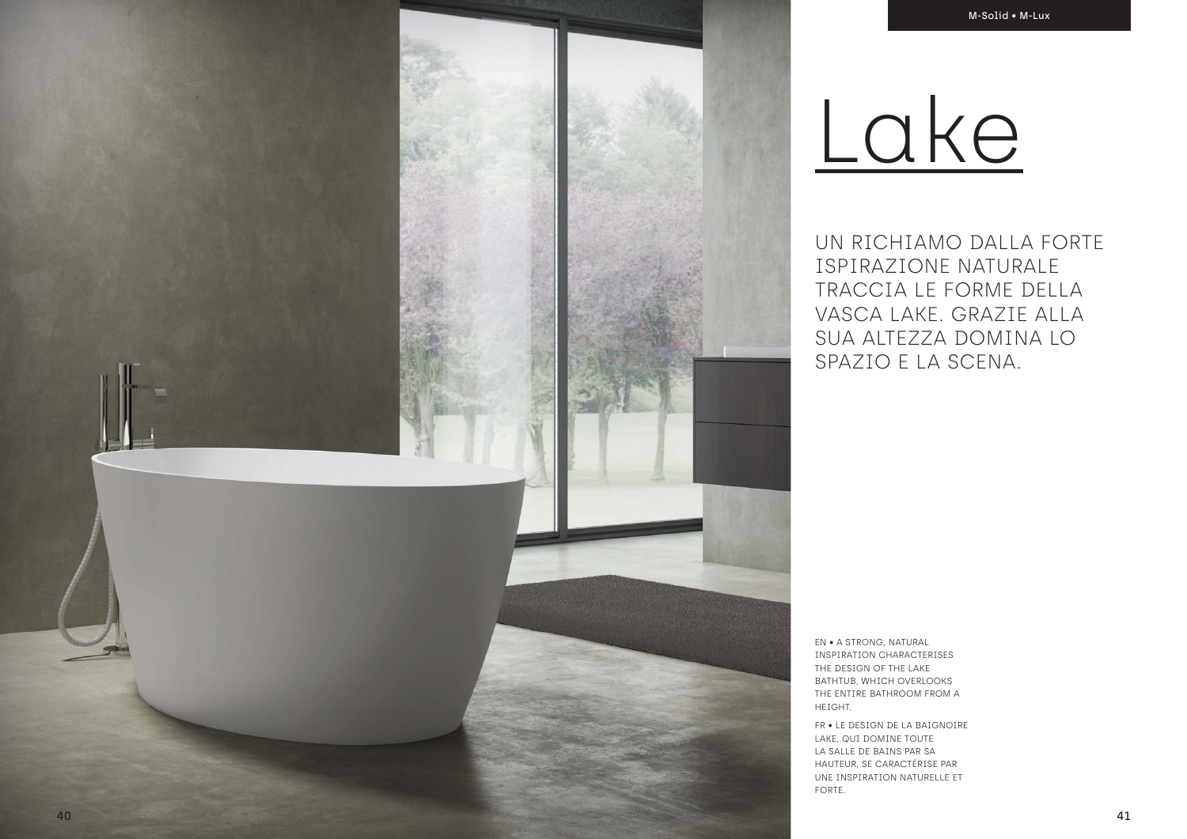M-Solid • M-Lux

# Lake

UN RICHIAMO DALLA FORTE ISPIRAZIONE NATURALE TRACCIA LE FORME DELLA VASCA LAKE. GRAZIE ALLA SUA ALTEZZA DOMINA LO SPAZIO E LA SCENA.

EN • A STRONG, NATURAL INSPIRATION CHARACTERISES THE DESIGN OF THE LAKE BATHTUB, WHICH OVERLOOKS THE ENTIRE BATHROOM FROM A HEIGHT.

FR • LE DESIGN DE LA BAIGNOIRE LAKE, QUI DOMINE TOUTE LA SALLE DE BAINS PAR SA HAUTEUR, SE CARACTÉRISE PAR UNE INSPIRATION NATURELLE ET FORTE.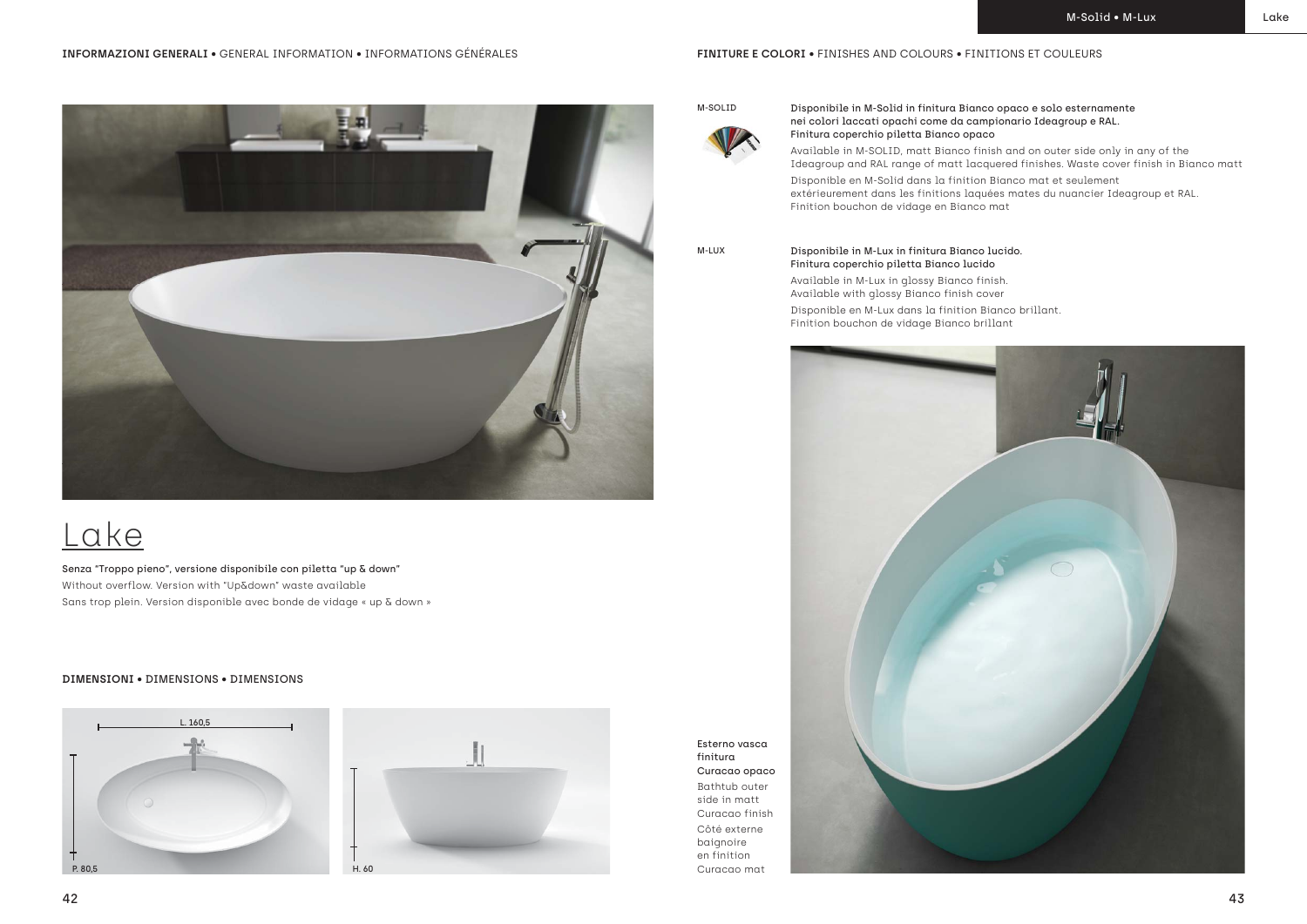**INFORMAZIONI GENERALI** • GENERAL INFORMATION • INFORMATIONS GÉNÉRALES

# Lake

Senza "Troppo pieno", versione disponibile con piletta "up & down"
Without overflow. Version with "Up&down" waste available
Sans trop plein. Version disponible avec bonde de vidage « up & down »

**DIMENSIONI** • DIMENSIONS • DIMENSIONS

L. 160,5

P. 80,5

H. 60

**FINITURE E COLORI** • FINISHES AND COLOURS • FINITIONS ET COULEURS

M-SOLID

Disponibile in M-Solid in finitura Bianco opaco e solo esternamente nei colori laccati opachi come da campionario Ideagroup e RAL.
Finitura coperchio piletta Bianco opaco

Available in M-SOLID, matt Bianco finish and on outer side only in any of the Ideagroup and RAL range of matt lacquered finishes. Waste cover finish in Bianco matt

Disponible en M-Solid dans la finition Bianco mat et seulement extérieurement dans les finitions laquées mates du nuancier Ideagroup et RAL.
Finition bouchon de vidage en Bianco mat

M-LUX

Disponibile in M-Lux in finitura Bianco lucido.
Finitura coperchio piletta Bianco lucido

Available in M-Lux in glossy Bianco finish.
Available with glossy Bianco finish cover

Disponible en M-Lux dans la finition Bianco brillant.
Finition bouchon de vidage Bianco brillant

Esterno vasca finitura Curacao opaco
Bathtub outer side in matt Curacao finish
Côté externe baignoire en finition Curacao mat